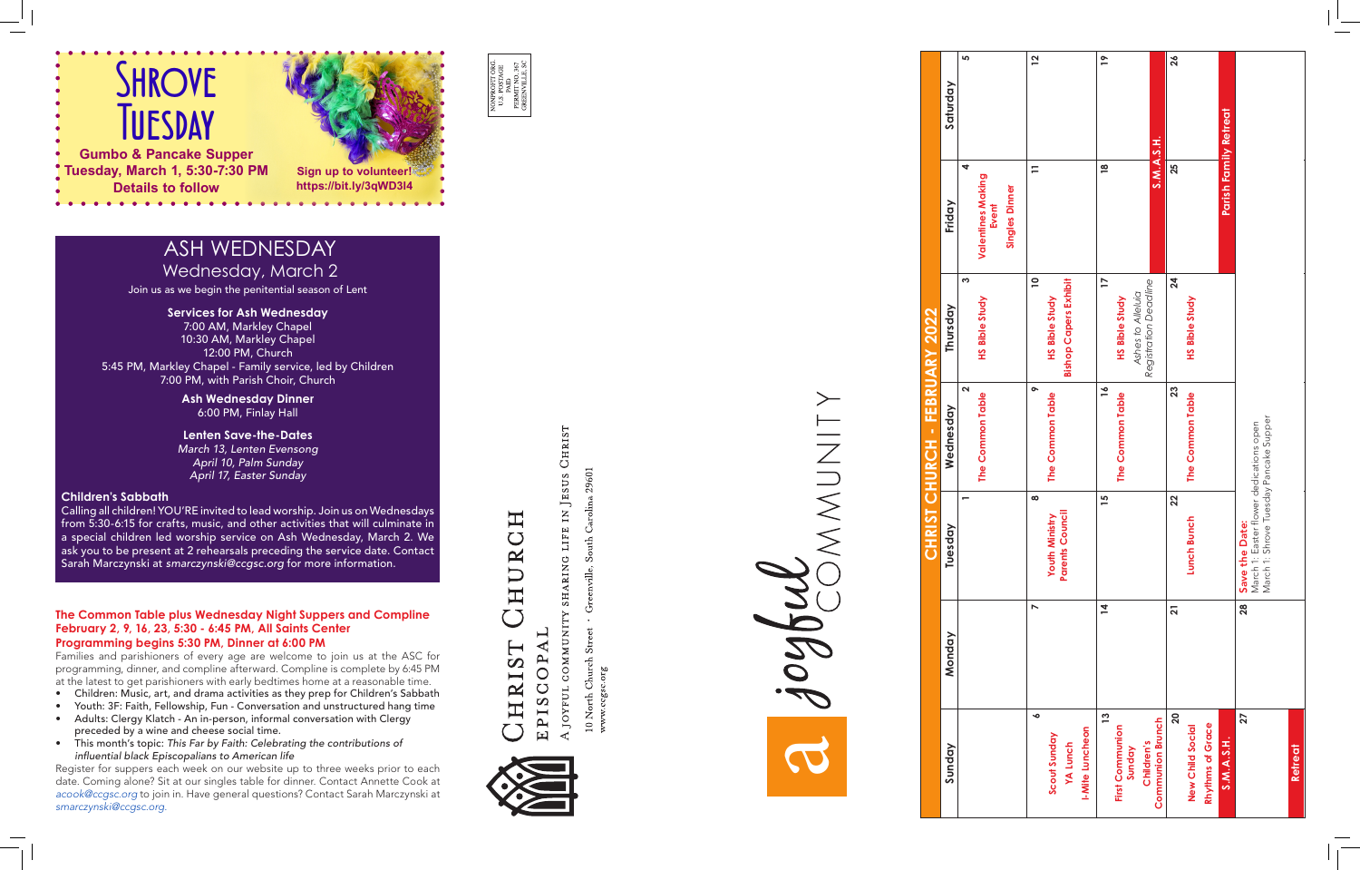# Shrove Tuesday

**Gumbo & Pancake Supper**
**Tuesday, March 1, 5:30-7:30 PM**
**Details to follow**

**Sign up to volunteer!**
**https://bit.ly/3qWD3I4**

## ASH WEDNESDAY

Wednesday, March 2

Join us as we begin the penitential season of Lent

**Services for Ash Wednesday**
7:00 AM, Markley Chapel
10:30 AM, Markley Chapel
12:00 PM, Church
5:45 PM, Markley Chapel - Family service, led by Children
7:00 PM, with Parish Choir, Church

**Ash Wednesday Dinner**
6:00 PM, Finlay Hall

**Lenten Save-the-Dates**
*March 13, Lenten Evensong*
*April 10, Palm Sunday*
*April 17, Easter Sunday*

**Children's Sabbath**
Calling all children! YOU'RE invited to lead worship. Join us on Wednesdays from 5:30-6:15 for crafts, music, and other activities that will culminate in a special children led worship service on Ash Wednesday, March 2. We ask you to be present at 2 rehearsals preceding the service date. Contact Sarah Marczynski at *smarczynski@ccgsc.org* for more information.

### The Common Table plus Wednesday Night Suppers and Compline February 2, 9, 16, 23, 5:30 - 6:45 PM, All Saints Center Programming begins 5:30 PM, Dinner at 6:00 PM

Families and parishioners of every age are welcome to join us at the ASC for programming, dinner, and compline afterward. Compline is complete by 6:45 PM at the latest to get parishioners with early bedtimes home at a reasonable time.

- Children: Music, art, and drama activities as they prep for Children's Sabbath
- Youth: 3F: Faith, Fellowship, Fun - Conversation and unstructured hang time
- Adults: Clergy Klatch - An in-person, informal conversation with Clergy preceded by a wine and cheese social time.
- This month's topic: *This Far by Faith: Celebrating the contributions of influential black Episcopalians to American life*

Register for suppers each week on our website up to three weeks prior to each date. Coming alone? Sit at our singles table for dinner. Contact Annette Cook at *acook@ccgsc.org* to join in. Have general questions? Contact Sarah Marczynski at *smarczynski@ccgsc.org.*

NONPROFIT ORG.
U.S. POSTAGE
PAID
PERMIT NO. 367
GREENVILLE, SC

CHRIST CHURCH
EPISCOPAL
A JOYFUL COMMUNITY SHARING LIFE IN JESUS CHRIST
10 North Church Street · Greenville, South Carolina 29601
www.ccgsc.org

a joyful COMMUNITY

## CHRIST CHURCH - FEBRUARY 2022

| Sunday | Monday | Tuesday | Wednesday | Thursday | Friday | Saturday |
|---|---|---|---|---|---|---|
| | | 1 | 2 The Common Table | 3 HS Bible Study | 4 Valentines Making Event; Singles Dinner | 5 |
| 6 Scout Sunday; YA Lunch; I-Mite Luncheon | 7 | 8 Youth Ministry Parents Council | 9 The Common Table | 10 HS Bible Study; Bishop Capers Exhibit | 11 | 12 |
| 13 First Communion Sunday; Children's Communion Brunch | 14 | 15 | 16 The Common Table | 17 HS Bible Study; *Ashes to Alleluia Registration Deadline* | 18 S.M.A.S.H. | 19 S.M.A.S.H. |
| 20 New Child Social; Rhythms of Grace; S.M.A.S.H. | 21 | 22 Lunch Bunch | 23 The Common Table | 24 HS Bible Study | 25 Parish Family Retreat | 26 Parish Family Retreat |
| 27 Retreat | 28 | **Save the Date:** March 1: Easter flower dedications open; March 1: Shrove Tuesday Pancake Supper | | | | |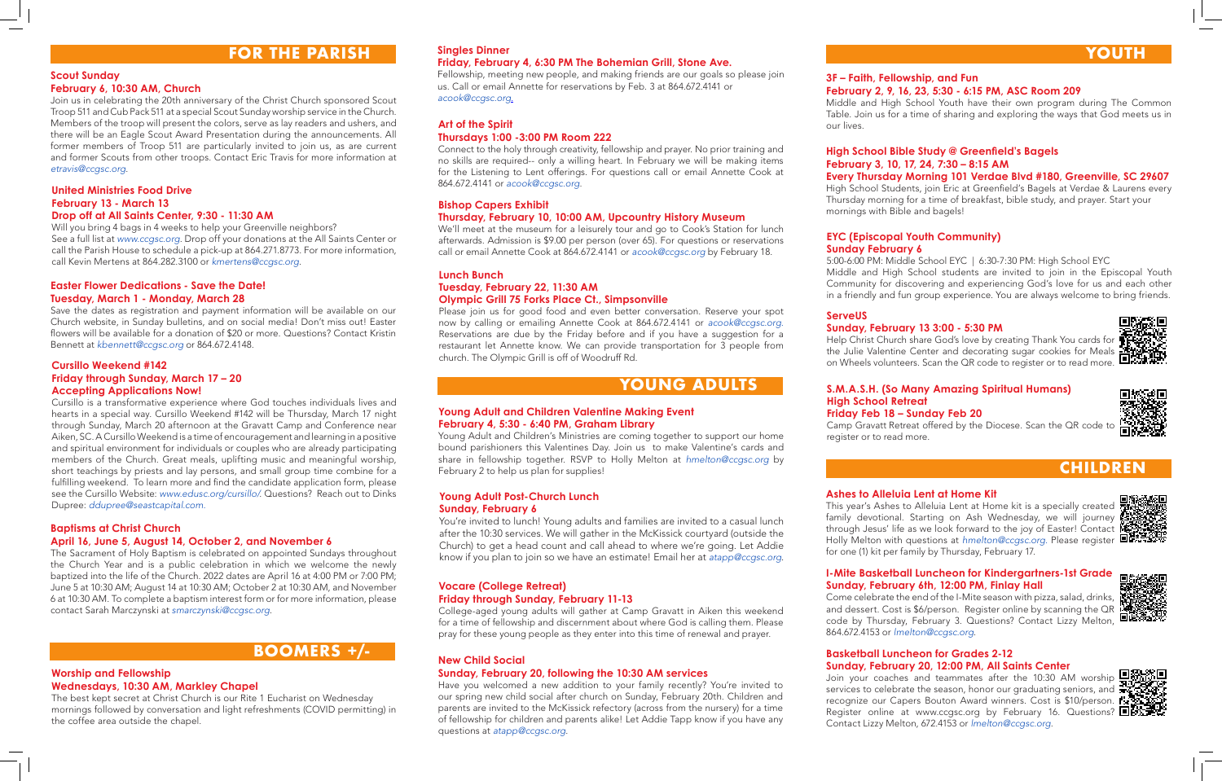## FOR THE PARISH

### Scout Sunday
### February 6, 10:30 AM, Church

Join us in celebrating the 20th anniversary of the Christ Church sponsored Scout Troop 511 and Cub Pack 511 at a special Scout Sunday worship service in the Church. Members of the troop will present the colors, serve as lay readers and ushers, and there will be an Eagle Scout Award Presentation during the announcements. All former members of Troop 511 are particularly invited to join us, as are current and former Scouts from other troops. Contact Eric Travis for more information at *etravis@ccgsc.org*.

### United Ministries Food Drive
### February 13 - March 13
### Drop off at All Saints Center, 9:30 - 11:30 AM

Will you bring 4 bags in 4 weeks to help your Greenville neighbors? See a full list at *www.ccgsc.org*. Drop off your donations at the All Saints Center or call the Parish House to schedule a pick-up at 864.271.8773. For more information, call Kevin Mertens at 864.282.3100 or *kmertens@ccgsc.org*.

### Easter Flower Dedications - Save the Date!
### Tuesday, March 1 - Monday, March 28

Save the dates as registration and payment information will be available on our Church website, in Sunday bulletins, and on social media! Don't miss out! Easter flowers will be available for a donation of $20 or more. Questions? Contact Kristin Bennett at *kbennett@ccgsc.org* or 864.672.4148.

### Cursillo Weekend #142
### Friday through Sunday, March 17 – 20
### Accepting Applications Now!

Cursillo is a transformative experience where God touches individuals lives and hearts in a special way. Cursillo Weekend #142 will be Thursday, March 17 night through Sunday, March 20 afternoon at the Gravatt Camp and Conference near Aiken, SC. A Cursillo Weekend is a time of encouragement and learning in a positive and spiritual environment for individuals or couples who are already participating members of the Church. Great meals, uplifting music and meaningful worship, short teachings by priests and lay persons, and small group time combine for a fulfilling weekend. To learn more and find the candidate application form, please see the Cursillo Website: *www.edusc.org/cursillo/.* Questions? Reach out to Dinks Dupree: *ddupree@seastcapital.com*.

### Baptisms at Christ Church
### April 16, June 5, August 14, October 2, and November 6

The Sacrament of Holy Baptism is celebrated on appointed Sundays throughout the Church Year and is a public celebration in which we welcome the newly baptized into the life of the Church. 2022 dates are April 16 at 4:00 PM or 7:00 PM; June 5 at 10:30 AM; August 14 at 10:30 AM; October 2 at 10:30 AM, and November 6 at 10:30 AM. To complete a baptism interest form or for more information, please contact Sarah Marczynski at *smarczynski@ccgsc.org*.

## BOOMERS +/-

### Worship and Fellowship
### Wednesdays, 10:30 AM, Markley Chapel

The best kept secret at Christ Church is our Rite 1 Eucharist on Wednesday mornings followed by conversation and light refreshments (COVID permitting) in the coffee area outside the chapel.

### Singles Dinner
### Friday, February 4, 6:30 PM The Bohemian Grill, Stone Ave.

Fellowship, meeting new people, and making friends are our goals so please join us. Call or email Annette for reservations by Feb. 3 at 864.672.4141 or *acook@ccgsc.org*.

### Art of the Spirit
### Thursdays 1:00 -3:00 PM Room 222

Connect to the holy through creativity, fellowship and prayer. No prior training and no skills are required-- only a willing heart. In February we will be making items for the Listening to Lent offerings. For questions call or email Annette Cook at 864.672.4141 or *acook@ccgsc.org*.

### Bishop Capers Exhibit
### Thursday, February 10, 10:00 AM, Upcountry History Museum

We'll meet at the museum for a leisurely tour and go to Cook's Station for lunch afterwards. Admission is $9.00 per person (over 65). For questions or reservations call or email Annette Cook at 864.672.4141 or *acook@ccgsc.org* by February 18.

### Lunch Bunch
### Tuesday, February 22, 11:30 AM
### Olympic Grill 75 Forks Place Ct., Simpsonville

Please join us for good food and even better conversation. Reserve your spot now by calling or emailing Annette Cook at 864.672.4141 or *acook@ccgsc.org*. Reservations are due by the Friday before and if you have a suggestion for a restaurant let Annette know. We can provide transportation for 3 people from church. The Olympic Grill is off of Woodruff Rd.

## YOUNG ADULTS

### Young Adult and Children Valentine Making Event
### February 4, 5:30 - 6:40 PM, Graham Library

Young Adult and Children's Ministries are coming together to support our home bound parishioners this Valentines Day. Join us to make Valentine's cards and share in fellowship together. RSVP to Holly Melton at *hmelton@ccgsc.org* by February 2 to help us plan for supplies!

### Young Adult Post-Church Lunch
### Sunday, February 6

You're invited to lunch! Young adults and families are invited to a casual lunch after the 10:30 services. We will gather in the McKissick courtyard (outside the Church) to get a head count and call ahead to where we're going. Let Addie know if you plan to join so we have an estimate! Email her at *atapp@ccgsc.org*.

### Vocare (College Retreat)
### Friday through Sunday, February 11-13

College-aged young adults will gather at Camp Gravatt in Aiken this weekend for a time of fellowship and discernment about where God is calling them. Please pray for these young people as they enter into this time of renewal and prayer.

### New Child Social
### Sunday, February 20, following the 10:30 AM services

Have you welcomed a new addition to your family recently? You're invited to our spring new child social after church on Sunday, February 20th. Children and parents are invited to the McKissick refectory (across from the nursery) for a time of fellowship for children and parents alike! Let Addie Tapp know if you have any questions at *atapp@ccgsc.org*.

## YOUTH

### 3F – Faith, Fellowship, and Fun
### February 2, 9, 16, 23, 5:30 - 6:15 PM, ASC Room 209

Middle and High School Youth have their own program during The Common Table. Join us for a time of sharing and exploring the ways that God meets us in our lives.

### High School Bible Study @ Greenfield's Bagels
### February 3, 10, 17, 24, 7:30 – 8:15 AM
### Every Thursday Morning 101 Verdae Blvd #180, Greenville, SC 29607

High School Students, join Eric at Greenfield's Bagels at Verdae & Laurens every Thursday morning for a time of breakfast, bible study, and prayer. Start your mornings with Bible and bagels!

### EYC (Episcopal Youth Community)
### Sunday February 6

5:00-6:00 PM: Middle School EYC | 6:30-7:30 PM: High School EYC
Middle and High School students are invited to join in the Episcopal Youth Community for discovering and experiencing God's love for us and each other in a friendly and fun group experience. You are always welcome to bring friends.

### ServeUS
### Sunday, February 13 3:00 - 5:30 PM

Help Christ Church share God's love by creating Thank You cards for the Julie Valentine Center and decorating sugar cookies for Meals on Wheels volunteers. Scan the QR code to register or to read more.

### S.M.A.S.H. (So Many Amazing Spiritual Humans)
### High School Retreat
### Friday Feb 18 – Sunday Feb 20

Camp Gravatt Retreat offered by the Diocese. Scan the QR code to register or to read more.

## CHILDREN

### Ashes to Alleluia Lent at Home Kit

This year's Ashes to Alleluia Lent at Home kit is a specially created family devotional. Starting on Ash Wednesday, we will journey through Jesus' life as we look forward to the copy of Easter! Contact Holly Melton with questions at *hmelton@ccgsc.org*. Please register for one (1) kit per family by Thursday, February 17.

### I-Mite Basketball Luncheon for Kindergartners-1st Grade
### Sunday, February 6th, 12:00 PM, Finlay Hall

Come celebrate the end of the I-Mite season with pizza, salad, drinks, and dessert. Cost is $6/person. Register online by scanning the QR code by Thursday, February 3. Questions? Contact Lizzy Melton, 864.672.4153 or *lmelton@ccgsc.org*.

### Basketball Luncheon for Grades 2-12
### Sunday, February 20, 12:00 PM, All Saints Center

Join your coaches and teammates after the 10:30 AM worship services to celebrate the season, honor our graduating seniors, and recognize our Capers Bouton Award winners. Cost is $10/person. Register online at www.ccgsc.org by February 16. Questions? Contact Lizzy Melton, 672.4153 or *lmelton@ccgsc.org*.